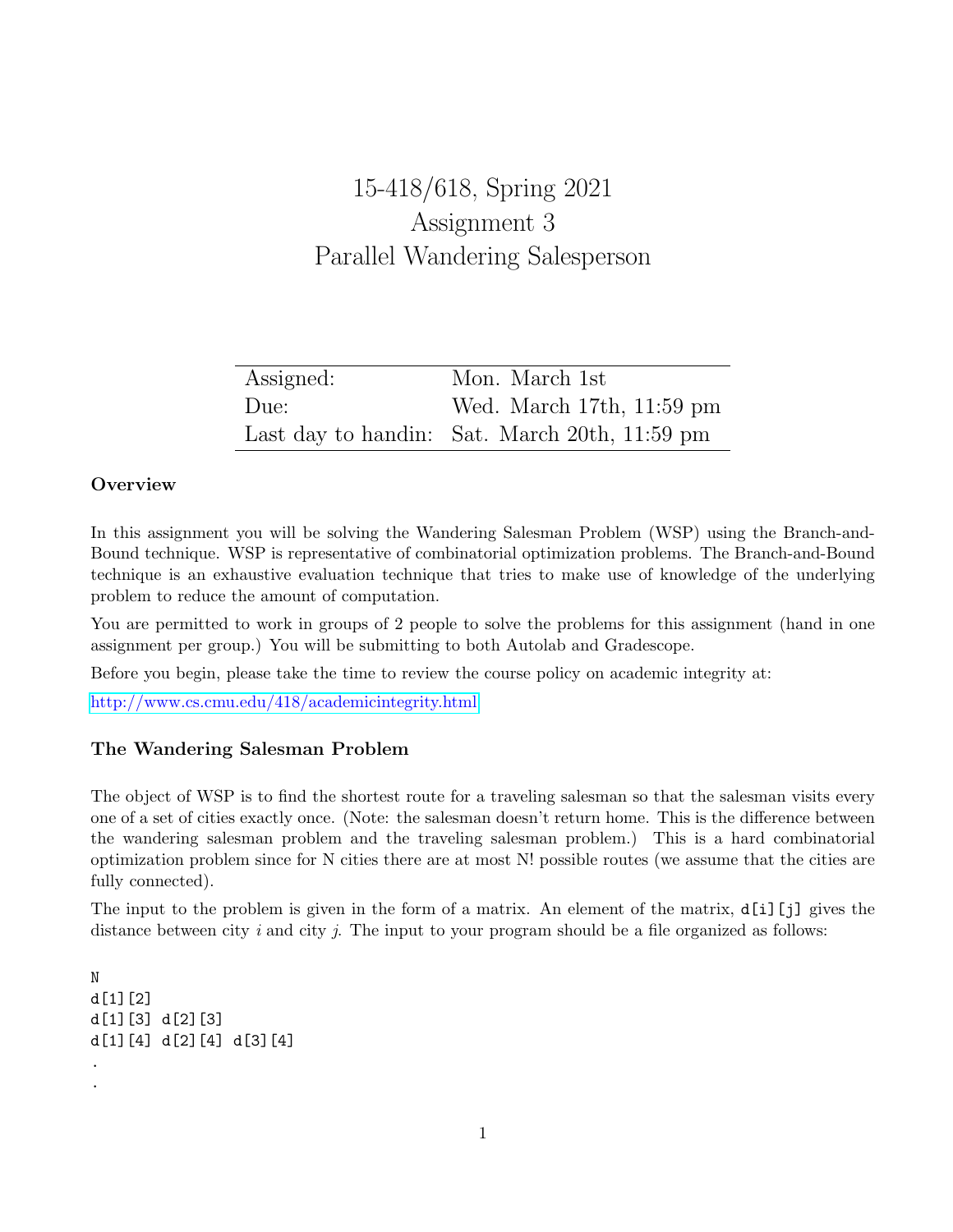# 15-418/618, Spring 2021
# Assignment 3
# Parallel Wandering Salesperson

| | |
|---|---|
| Assigned: | Mon. March 1st |
| Due: | Wed. March 17th, 11:59 pm |
| Last day to handin: | Sat. March 20th, 11:59 pm |

### Overview

In this assignment you will be solving the Wandering Salesman Problem (WSP) using the Branch-and-Bound technique. WSP is representative of combinatorial optimization problems. The Branch-and-Bound technique is an exhaustive evaluation technique that tries to make use of knowledge of the underlying problem to reduce the amount of computation.

You are permitted to work in groups of 2 people to solve the problems for this assignment (hand in one assignment per group.) You will be submitting to both Autolab and Gradescope.

Before you begin, please take the time to review the course policy on academic integrity at:

http://www.cs.cmu.edu/418/academicintegrity.html

### The Wandering Salesman Problem

The object of WSP is to find the shortest route for a traveling salesman so that the salesman visits every one of a set of cities exactly once. (Note: the salesman doesn't return home. This is the difference between the wandering salesman problem and the traveling salesman problem.) This is a hard combinatorial optimization problem since for N cities there are at most N! possible routes (we assume that the cities are fully connected).

The input to the problem is given in the form of a matrix. An element of the matrix, `d[i][j]` gives the distance between city $i$ and city $j$. The input to your program should be a file organized as follows:

```
N
d[1][2]
d[1][3] d[2][3]
d[1][4] d[2][4] d[3][4]
.
.
```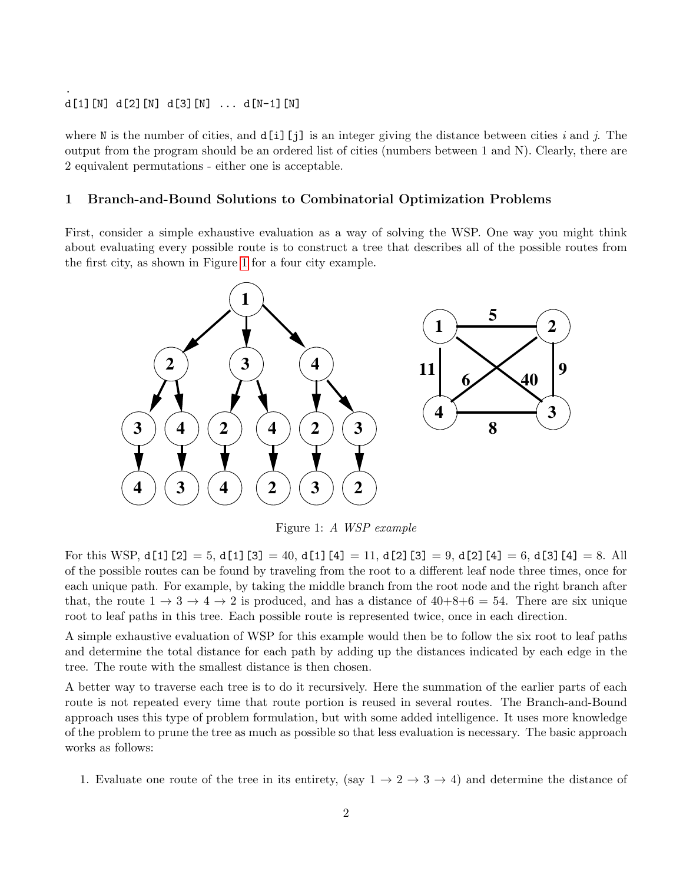.
```
d[1][N] d[2][N] d[3][N] ... d[N-1][N]
```

where `N` is the number of cities, and `d[i][j]` is an integer giving the distance between cities $i$ and $j$. The output from the program should be an ordered list of cities (numbers between 1 and N). Clearly, there are 2 equivalent permutations - either one is acceptable.

## 1 Branch-and-Bound Solutions to Combinatorial Optimization Problems

First, consider a simple exhaustive evaluation as a way of solving the WSP. One way you might think about evaluating every possible route is to construct a tree that describes all of the possible routes from the first city, as shown in Figure 1 for a four city example.

Figure 1: *A WSP example*

For this WSP, `d[1][2]` = 5, `d[1][3]` = 40, `d[1][4]` = 11, `d[2][3]` = 9, `d[2][4]` = 6, `d[3][4]` = 8. All of the possible routes can be found by traveling from the root to a different leaf node three times, once for each unique path. For example, by taking the middle branch from the root node and the right branch after that, the route $1 \rightarrow 3 \rightarrow 4 \rightarrow 2$ is produced, and has a distance of 40+8+6 = 54. There are six unique root to leaf paths in this tree. Each possible route is represented twice, once in each direction.

A simple exhaustive evaluation of WSP for this example would then be to follow the six root to leaf paths and determine the total distance for each path by adding up the distances indicated by each edge in the tree. The route with the smallest distance is then chosen.

A better way to traverse each tree is to do it recursively. Here the summation of the earlier parts of each route is not repeated every time that route portion is reused in several routes. The Branch-and-Bound approach uses this type of problem formulation, but with some added intelligence. It uses more knowledge of the problem to prune the tree as much as possible so that less evaluation is necessary. The basic approach works as follows:

1. Evaluate one route of the tree in its entirety, (say $1 \rightarrow 2 \rightarrow 3 \rightarrow 4$) and determine the distance of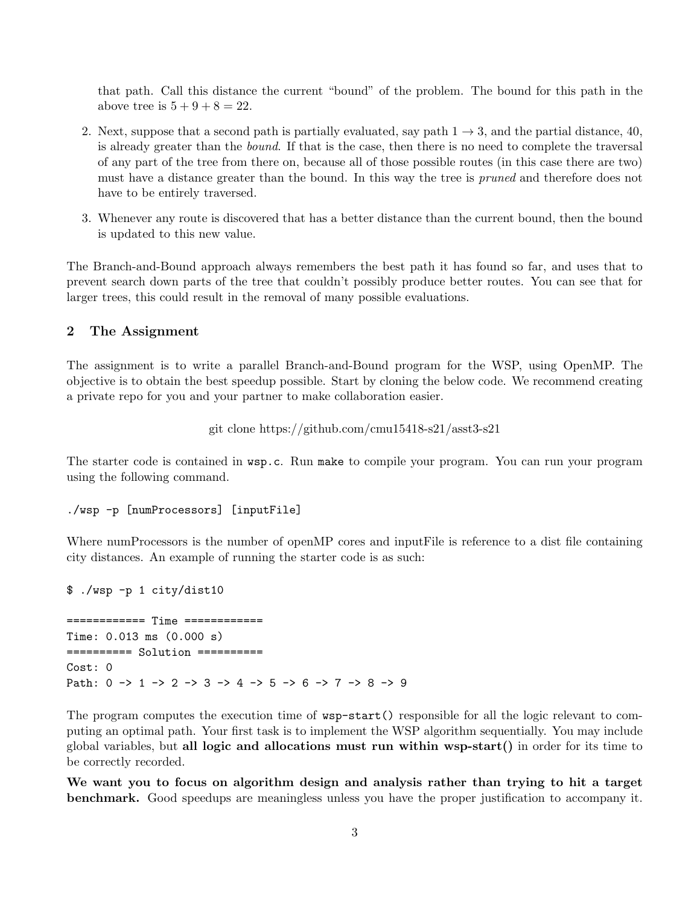that path. Call this distance the current "bound" of the problem. The bound for this path in the above tree is $5 + 9 + 8 = 22$.

2. Next, suppose that a second path is partially evaluated, say path $1 \rightarrow 3$, and the partial distance, 40, is already greater than the *bound*. If that is the case, then there is no need to complete the traversal of any part of the tree from there on, because all of those possible routes (in this case there are two) must have a distance greater than the bound. In this way the tree is *pruned* and therefore does not have to be entirely traversed.

3. Whenever any route is discovered that has a better distance than the current bound, then the bound is updated to this new value.

The Branch-and-Bound approach always remembers the best path it has found so far, and uses that to prevent search down parts of the tree that couldn't possibly produce better routes. You can see that for larger trees, this could result in the removal of many possible evaluations.

## 2 The Assignment

The assignment is to write a parallel Branch-and-Bound program for the WSP, using OpenMP. The objective is to obtain the best speedup possible. Start by cloning the below code. We recommend creating a private repo for you and your partner to make collaboration easier.

git clone https://github.com/cmu15418-s21/asst3-s21

The starter code is contained in `wsp.c`. Run `make` to compile your program. You can run your program using the following command.

```
./wsp -p [numProcessors] [inputFile]
```

Where numProcessors is the number of openMP cores and inputFile is reference to a dist file containing city distances. An example of running the starter code is as such:

```
$ ./wsp -p 1 city/dist10

============ Time ============
Time: 0.013 ms (0.000 s)
========== Solution ==========
Cost: 0
Path: 0 -> 1 -> 2 -> 3 -> 4 -> 5 -> 6 -> 7 -> 8 -> 9
```

The program computes the execution time of `wsp-start()` responsible for all the logic relevant to computing an optimal path. Your first task is to implement the WSP algorithm sequentially. You may include global variables, but **all logic and allocations must run within wsp-start()** in order for its time to be correctly recorded.

**We want you to focus on algorithm design and analysis rather than trying to hit a target benchmark.** Good speedups are meaningless unless you have the proper justification to accompany it.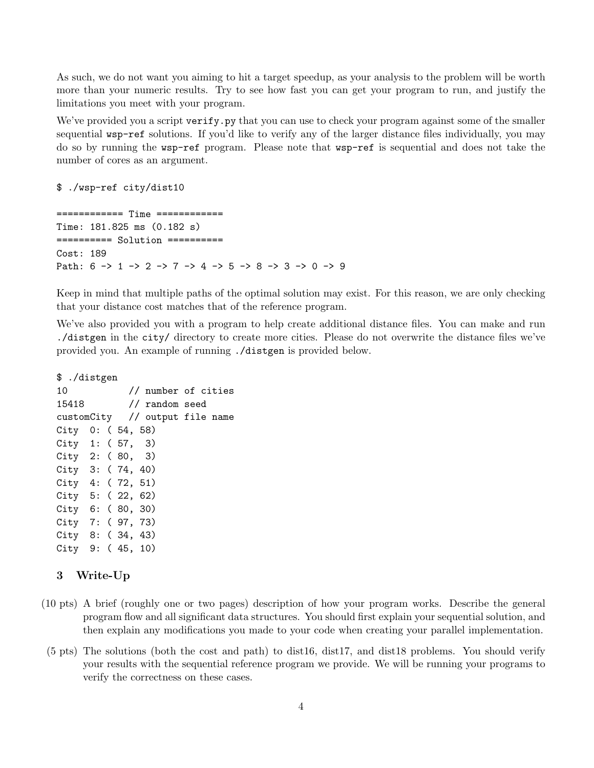As such, we do not want you aiming to hit a target speedup, as your analysis to the problem will be worth more than your numeric results. Try to see how fast you can get your program to run, and justify the limitations you meet with your program.

We've provided you a script `verify.py` that you can use to check your program against some of the smaller sequential `wsp-ref` solutions. If you'd like to verify any of the larger distance files individually, you may do so by running the `wsp-ref` program. Please note that `wsp-ref` is sequential and does not take the number of cores as an argument.

```
$ ./wsp-ref city/dist10

============ Time ============
Time: 181.825 ms (0.182 s)
========== Solution ==========
Cost: 189
Path: 6 -> 1 -> 2 -> 7 -> 4 -> 5 -> 8 -> 3 -> 0 -> 9
```

Keep in mind that multiple paths of the optimal solution may exist. For this reason, we are only checking that your distance cost matches that of the reference program.

We've also provided you with a program to help create additional distance files. You can make and run `./distgen` in the `city/` directory to create more cities. Please do not overwrite the distance files we've provided you. An example of running `./distgen` is provided below.

```
$ ./distgen
10          // number of cities
15418       // random seed
customCity  // output file name
City  0: ( 54, 58)
City  1: ( 57,  3)
City  2: ( 80,  3)
City  3: ( 74, 40)
City  4: ( 72, 51)
City  5: ( 22, 62)
City  6: ( 80, 30)
City  7: ( 97, 73)
City  8: ( 34, 43)
City  9: ( 45, 10)
```

## 3 Write-Up

- (10 pts) A brief (roughly one or two pages) description of how your program works. Describe the general program flow and all significant data structures. You should first explain your sequential solution, and then explain any modifications you made to your code when creating your parallel implementation.
- (5 pts) The solutions (both the cost and path) to dist16, dist17, and dist18 problems. You should verify your results with the sequential reference program we provide. We will be running your programs to verify the correctness on these cases.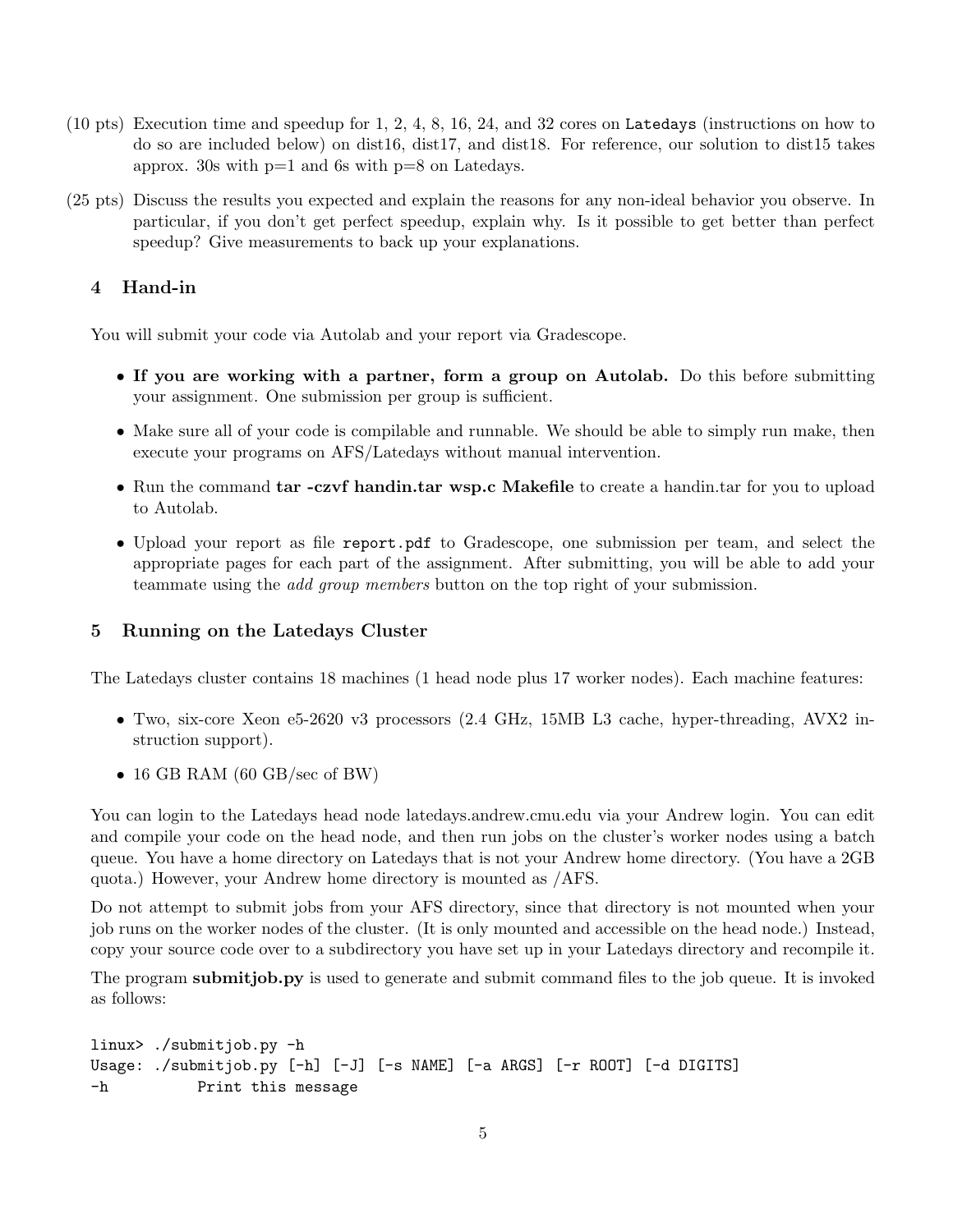(10 pts) Execution time and speedup for 1, 2, 4, 8, 16, 24, and 32 cores on `Latedays` (instructions on how to do so are included below) on dist16, dist17, and dist18. For reference, our solution to dist15 takes approx. 30s with p=1 and 6s with p=8 on Latedays.

(25 pts) Discuss the results you expected and explain the reasons for any non-ideal behavior you observe. In particular, if you don't get perfect speedup, explain why. Is it possible to get better than perfect speedup? Give measurements to back up your explanations.

## 4 Hand-in

You will submit your code via Autolab and your report via Gradescope.

- **If you are working with a partner, form a group on Autolab.** Do this before submitting your assignment. One submission per group is sufficient.
- Make sure all of your code is compilable and runnable. We should be able to simply run make, then execute your programs on AFS/Latedays without manual intervention.
- Run the command **tar -czvf handin.tar wsp.c Makefile** to create a handin.tar for you to upload to Autolab.
- Upload your report as file `report.pdf` to Gradescope, one submission per team, and select the appropriate pages for each part of the assignment. After submitting, you will be able to add your teammate using the *add group members* button on the top right of your submission.

## 5 Running on the Latedays Cluster

The Latedays cluster contains 18 machines (1 head node plus 17 worker nodes). Each machine features:

- Two, six-core Xeon e5-2620 v3 processors (2.4 GHz, 15MB L3 cache, hyper-threading, AVX2 instruction support).
- 16 GB RAM (60 GB/sec of BW)

You can login to the Latedays head node latedays.andrew.cmu.edu via your Andrew login. You can edit and compile your code on the head node, and then run jobs on the cluster's worker nodes using a batch queue. You have a home directory on Latedays that is not your Andrew home directory. (You have a 2GB quota.) However, your Andrew home directory is mounted as /AFS.

Do not attempt to submit jobs from your AFS directory, since that directory is not mounted when your job runs on the worker nodes of the cluster. (It is only mounted and accessible on the head node.) Instead, copy your source code over to a subdirectory you have set up in your Latedays directory and recompile it.

The program **submitjob.py** is used to generate and submit command files to the job queue. It is invoked as follows:

```
linux> ./submitjob.py -h
Usage: ./submitjob.py [-h] [-J] [-s NAME] [-a ARGS] [-r ROOT] [-d DIGITS]
-h          Print this message
```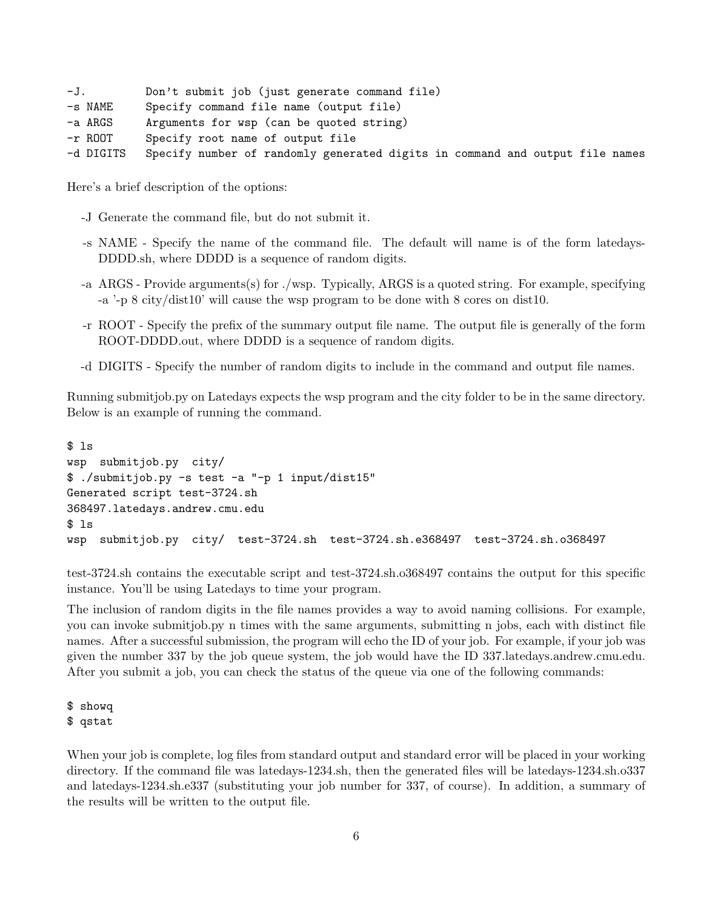```
-J.         Don't submit job (just generate command file)
-s NAME     Specify command file name (output file)
-a ARGS     Arguments for wsp (can be quoted string)
-r ROOT     Specify root name of output file
-d DIGITS   Specify number of randomly generated digits in command and output file names
```

Here's a brief description of the options:

- -J Generate the command file, but do not submit it.
- -s NAME - Specify the name of the command file. The default will name is of the form latedays-DDDD.sh, where DDDD is a sequence of random digits.
- -a ARGS - Provide arguments(s) for ./wsp. Typically, ARGS is a quoted string. For example, specifying -a '-p 8 city/dist10' will cause the wsp program to be done with 8 cores on dist10.
- -r ROOT - Specify the prefix of the summary output file name. The output file is generally of the form ROOT-DDDD.out, where DDDD is a sequence of random digits.
- -d DIGITS - Specify the number of random digits to include in the command and output file names.

Running submitjob.py on Latedays expects the wsp program and the city folder to be in the same directory. Below is an example of running the command.

```
$ ls
wsp  submitjob.py  city/
$ ./submitjob.py -s test -a "-p 1 input/dist15"
Generated script test-3724.sh
368497.latedays.andrew.cmu.edu
$ ls
wsp  submitjob.py  city/  test-3724.sh  test-3724.sh.e368497  test-3724.sh.o368497
```

test-3724.sh contains the executable script and test-3724.sh.o368497 contains the output for this specific instance. You'll be using Latedays to time your program.

The inclusion of random digits in the file names provides a way to avoid naming collisions. For example, you can invoke submitjob.py n times with the same arguments, submitting n jobs, each with distinct file names. After a successful submission, the program will echo the ID of your job. For example, if your job was given the number 337 by the job queue system, the job would have the ID 337.latedays.andrew.cmu.edu. After you submit a job, you can check the status of the queue via one of the following commands:

```
$ showq
$ qstat
```

When your job is complete, log files from standard output and standard error will be placed in your working directory. If the command file was latedays-1234.sh, then the generated files will be latedays-1234.sh.o337 and latedays-1234.sh.e337 (substituting your job number for 337, of course). In addition, a summary of the results will be written to the output file.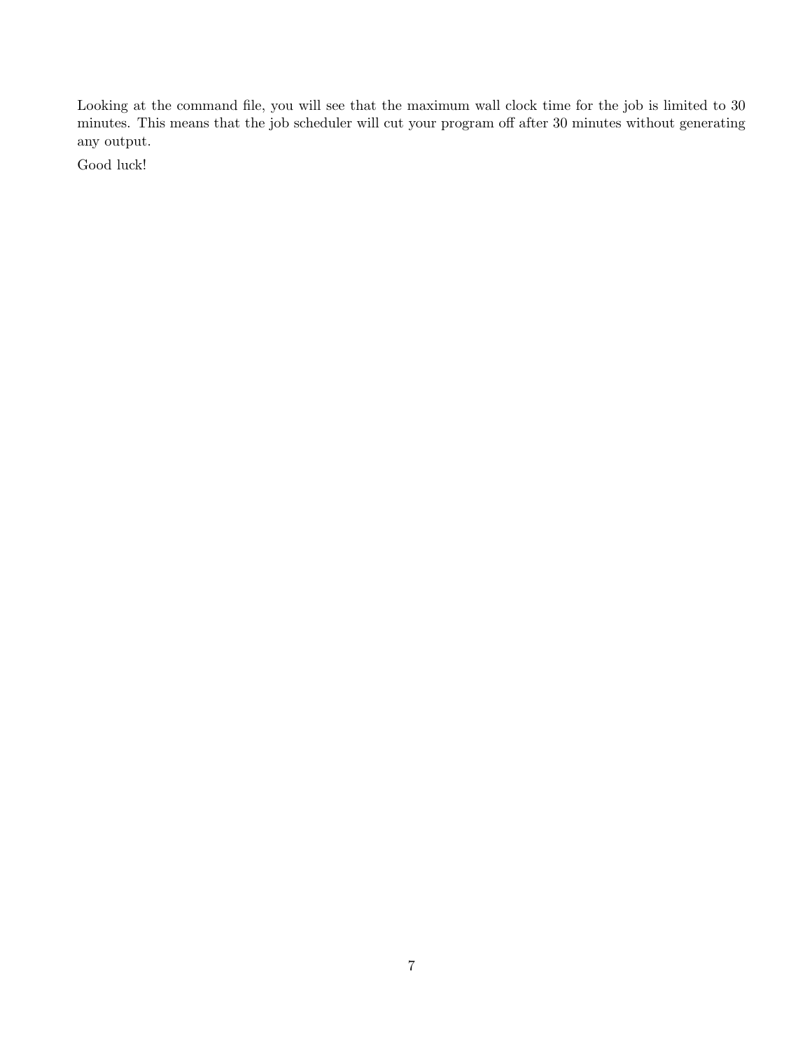Looking at the command file, you will see that the maximum wall clock time for the job is limited to 30 minutes. This means that the job scheduler will cut your program off after 30 minutes without generating any output.

Good luck!